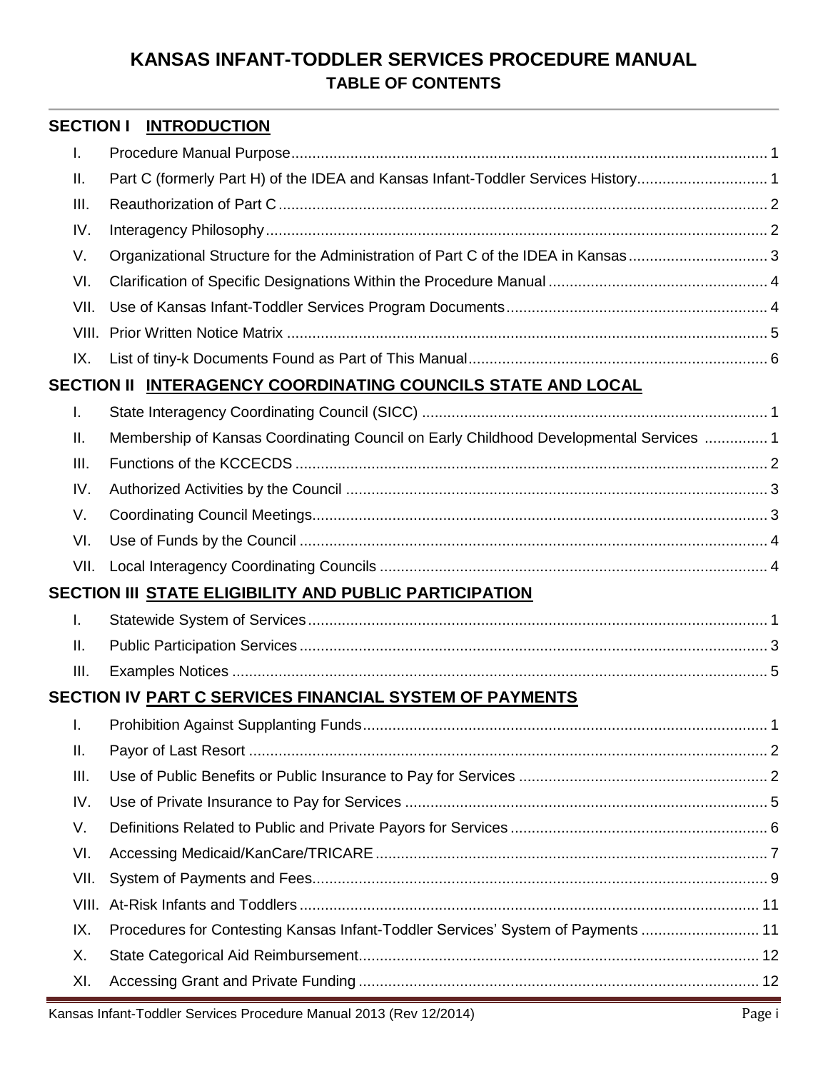# KANSAS INFANT-TODDLER SERVICES PROCEDURE MANUAL

## TABLE OF CONTENTS

### SECTION I INTRODUCTION

| | | |
|---|---|---|
| I. | Procedure Manual Purpose | 1 |
| II. | Part C (formerly Part H) of the IDEA and Kansas Infant-Toddler Services History | 1 |
| III. | Reauthorization of Part C | 2 |
| IV. | Interagency Philosophy | 2 |
| V. | Organizational Structure for the Administration of Part C of the IDEA in Kansas | 3 |
| VI. | Clarification of Specific Designations Within the Procedure Manual | 4 |
| VII. | Use of Kansas Infant-Toddler Services Program Documents | 4 |
| VIII. | Prior Written Notice Matrix | 5 |
| IX. | List of tiny-k Documents Found as Part of This Manual | 6 |

### SECTION II INTERAGENCY COORDINATING COUNCILS STATE AND LOCAL

| | | |
|---|---|---|
| I. | State Interagency Coordinating Council (SICC) | 1 |
| II. | Membership of Kansas Coordinating Council on Early Childhood Developmental Services | 1 |
| III. | Functions of the KCCECDS | 2 |
| IV. | Authorized Activities by the Council | 3 |
| V. | Coordinating Council Meetings | 3 |
| VI. | Use of Funds by the Council | 4 |
| VII. | Local Interagency Coordinating Councils | 4 |

### SECTION III STATE ELIGIBILITY AND PUBLIC PARTICIPATION

| | | |
|---|---|---|
| I. | Statewide System of Services | 1 |
| II. | Public Participation Services | 3 |
| III. | Examples Notices | 5 |

### SECTION IV PART C SERVICES FINANCIAL SYSTEM OF PAYMENTS

| | | |
|---|---|---|
| I. | Prohibition Against Supplanting Funds | 1 |
| II. | Payor of Last Resort | 2 |
| III. | Use of Public Benefits or Public Insurance to Pay for Services | 2 |
| IV. | Use of Private Insurance to Pay for Services | 5 |
| V. | Definitions Related to Public and Private Payors for Services | 6 |
| VI. | Accessing Medicaid/KanCare/TRICARE | 7 |
| VII. | System of Payments and Fees | 9 |
| VIII. | At-Risk Infants and Toddlers | 11 |
| IX. | Procedures for Contesting Kansas Infant-Toddler Services' System of Payments | 11 |
| X. | State Categorical Aid Reimbursement | 12 |
| XI. | Accessing Grant and Private Funding | 12 |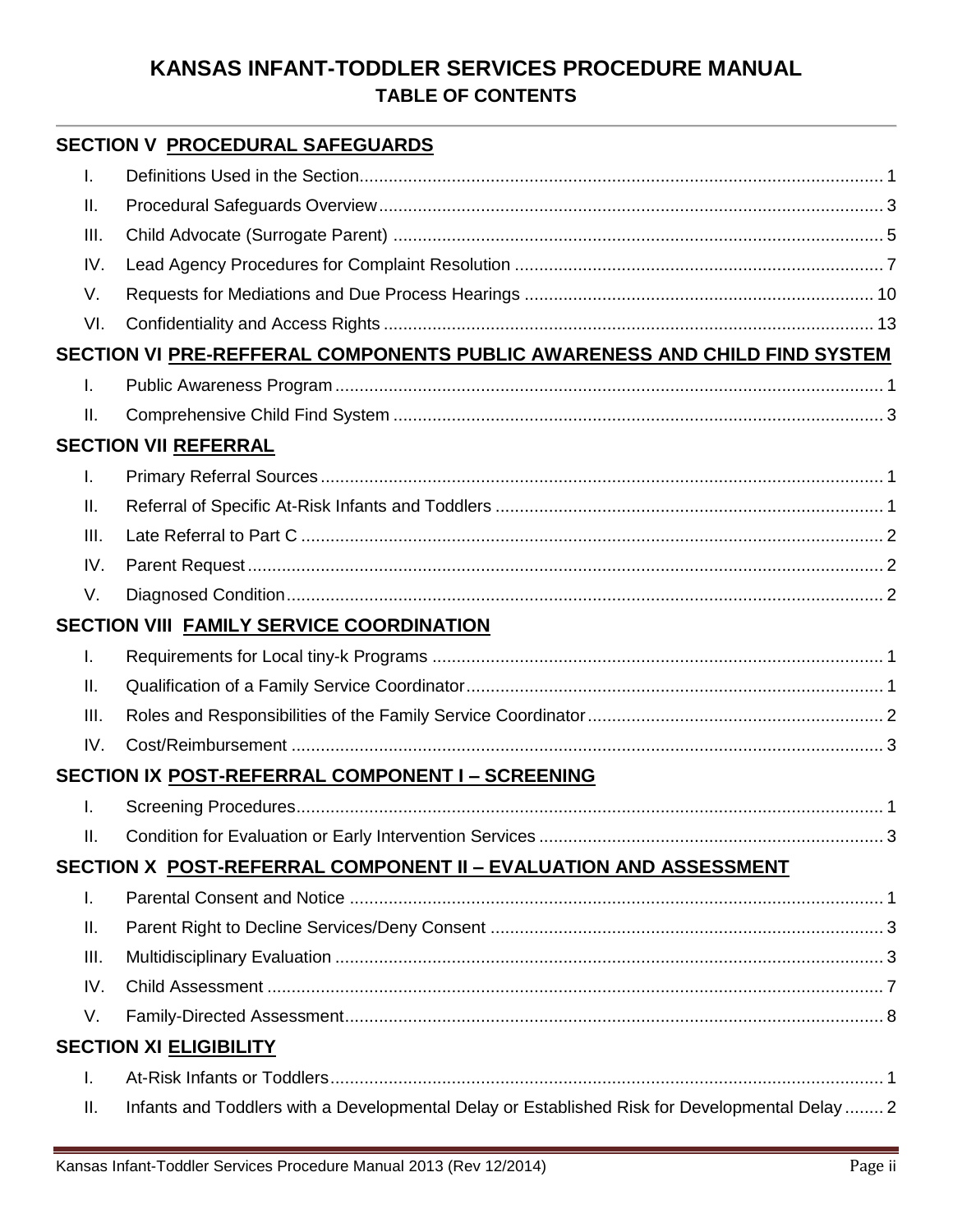# KANSAS INFANT-TODDLER SERVICES PROCEDURE MANUAL

## TABLE OF CONTENTS

### SECTION V PROCEDURAL SAFEGUARDS

| | | |
|---|---|---|
| I. | Definitions Used in the Section | 1 |
| II. | Procedural Safeguards Overview | 3 |
| III. | Child Advocate (Surrogate Parent) | 5 |
| IV. | Lead Agency Procedures for Complaint Resolution | 7 |
| V. | Requests for Mediations and Due Process Hearings | 10 |
| VI. | Confidentiality and Access Rights | 13 |

### SECTION VI PRE-REFFERAL COMPONENTS PUBLIC AWARENESS AND CHILD FIND SYSTEM

| | | |
|---|---|---|
| I. | Public Awareness Program | 1 |
| II. | Comprehensive Child Find System | 3 |

### SECTION VII REFERRAL

| | | |
|---|---|---|
| I. | Primary Referral Sources | 1 |
| II. | Referral of Specific At-Risk Infants and Toddlers | 1 |
| III. | Late Referral to Part C | 2 |
| IV. | Parent Request | 2 |
| V. | Diagnosed Condition | 2 |

### SECTION VIII FAMILY SERVICE COORDINATION

| | | |
|---|---|---|
| I. | Requirements for Local tiny-k Programs | 1 |
| II. | Qualification of a Family Service Coordinator | 1 |
| III. | Roles and Responsibilities of the Family Service Coordinator | 2 |
| IV. | Cost/Reimbursement | 3 |

### SECTION IX POST-REFERRAL COMPONENT I – SCREENING

| | | |
|---|---|---|
| I. | Screening Procedures | 1 |
| II. | Condition for Evaluation or Early Intervention Services | 3 |

### SECTION X POST-REFERRAL COMPONENT II – EVALUATION AND ASSESSMENT

| | | |
|---|---|---|
| I. | Parental Consent and Notice | 1 |
| II. | Parent Right to Decline Services/Deny Consent | 3 |
| III. | Multidisciplinary Evaluation | 3 |
| IV. | Child Assessment | 7 |
| V. | Family-Directed Assessment | 8 |

### SECTION XI ELIGIBILITY

| | | |
|---|---|---|
| I. | At-Risk Infants or Toddlers | 1 |
| II. | Infants and Toddlers with a Developmental Delay or Established Risk for Developmental Delay | 2 |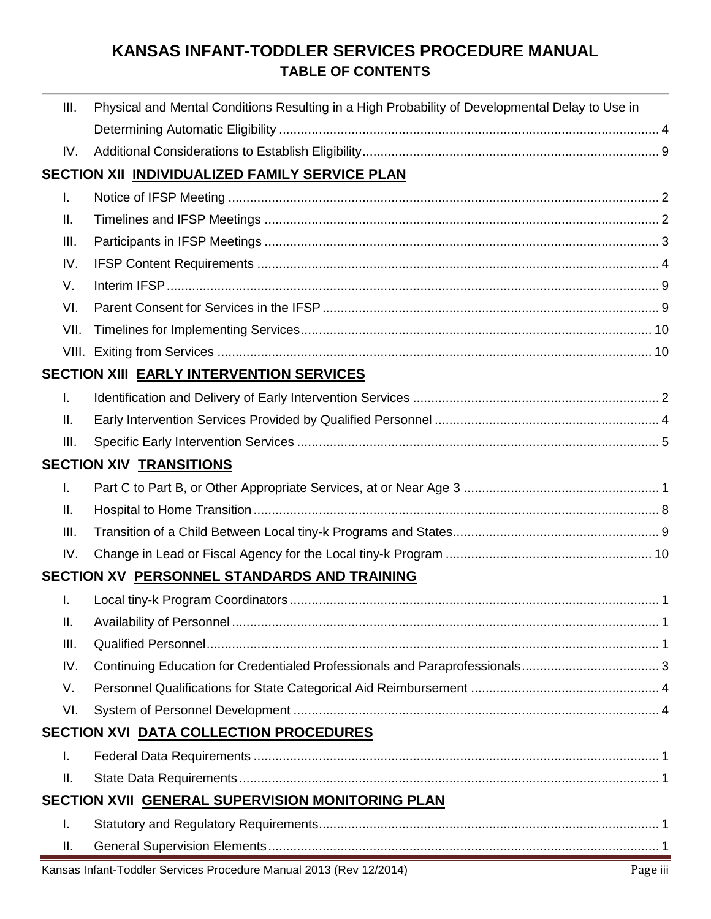# KANSAS INFANT-TODDLER SERVICES PROCEDURE MANUAL
## TABLE OF CONTENTS

III. Physical and Mental Conditions Resulting in a High Probability of Developmental Delay to Use in Determining Automatic Eligibility ..... 4
IV. Additional Considerations to Establish Eligibility ..... 9

### SECTION XII INDIVIDUALIZED FAMILY SERVICE PLAN

I. Notice of IFSP Meeting ..... 2
II. Timelines and IFSP Meetings ..... 2
III. Participants in IFSP Meetings ..... 3
IV. IFSP Content Requirements ..... 4
V. Interim IFSP ..... 9
VI. Parent Consent for Services in the IFSP ..... 9
VII. Timelines for Implementing Services ..... 10
VIII. Exiting from Services ..... 10

### SECTION XIII EARLY INTERVENTION SERVICES

I. Identification and Delivery of Early Intervention Services ..... 2
II. Early Intervention Services Provided by Qualified Personnel ..... 4
III. Specific Early Intervention Services ..... 5

### SECTION XIV TRANSITIONS

I. Part C to Part B, or Other Appropriate Services, at or Near Age 3 ..... 1
II. Hospital to Home Transition ..... 8
III. Transition of a Child Between Local tiny-k Programs and States ..... 9
IV. Change in Lead or Fiscal Agency for the Local tiny-k Program ..... 10

### SECTION XV PERSONNEL STANDARDS AND TRAINING

I. Local tiny-k Program Coordinators ..... 1
II. Availability of Personnel ..... 1
III. Qualified Personnel ..... 1
IV. Continuing Education for Credentialed Professionals and Paraprofessionals ..... 3
V. Personnel Qualifications for State Categorical Aid Reimbursement ..... 4
VI. System of Personnel Development ..... 4

### SECTION XVI DATA COLLECTION PROCEDURES

I. Federal Data Requirements ..... 1
II. State Data Requirements ..... 1

### SECTION XVII GENERAL SUPERVISION MONITORING PLAN

I. Statutory and Regulatory Requirements ..... 1
II. General Supervision Elements ..... 1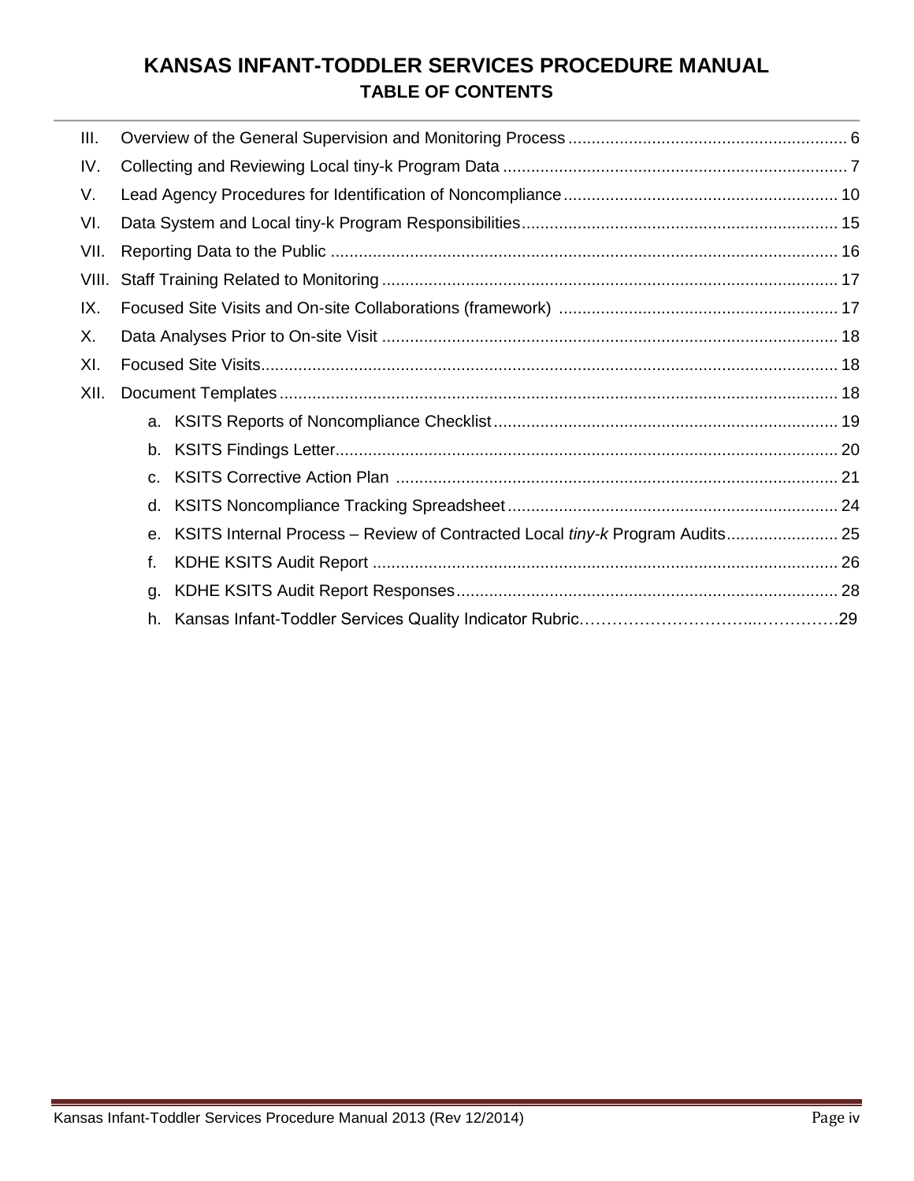# KANSAS INFANT-TODDLER SERVICES PROCEDURE MANUAL

## TABLE OF CONTENTS

III. Overview of the General Supervision and Monitoring Process ........................................................... 6

IV. Collecting and Reviewing Local tiny-k Program Data ........................................................................ 7

V. Lead Agency Procedures for Identification of Noncompliance .......................................................... 10

VI. Data System and Local tiny-k Program Responsibilities ................................................................... 15

VII. Reporting Data to the Public ........................................................................................................... 16

VIII. Staff Training Related to Monitoring ................................................................................................ 17

IX. Focused Site Visits and On-site Collaborations (framework) ........................................................... 17

X. Data Analyses Prior to On-site Visit ................................................................................................. 18

XI. Focused Site Visits.......................................................................................................................... 18

XII. Document Templates ....................................................................................................................... 18

- a. KSITS Reports of Noncompliance Checklist ......................................................................... 19
- b. KSITS Findings Letter.......................................................................................................... 20
- c. KSITS Corrective Action Plan .............................................................................................. 21
- d. KSITS Noncompliance Tracking Spreadsheet ...................................................................... 24
- e. KSITS Internal Process – Review of Contracted Local *tiny-k* Program Audits........................ 25
- f. KDHE KSITS Audit Report ................................................................................................... 26
- g. KDHE KSITS Audit Report Responses ................................................................................. 28
- h. Kansas Infant-Toddler Services Quality Indicator Rubric.……………………………..……………29